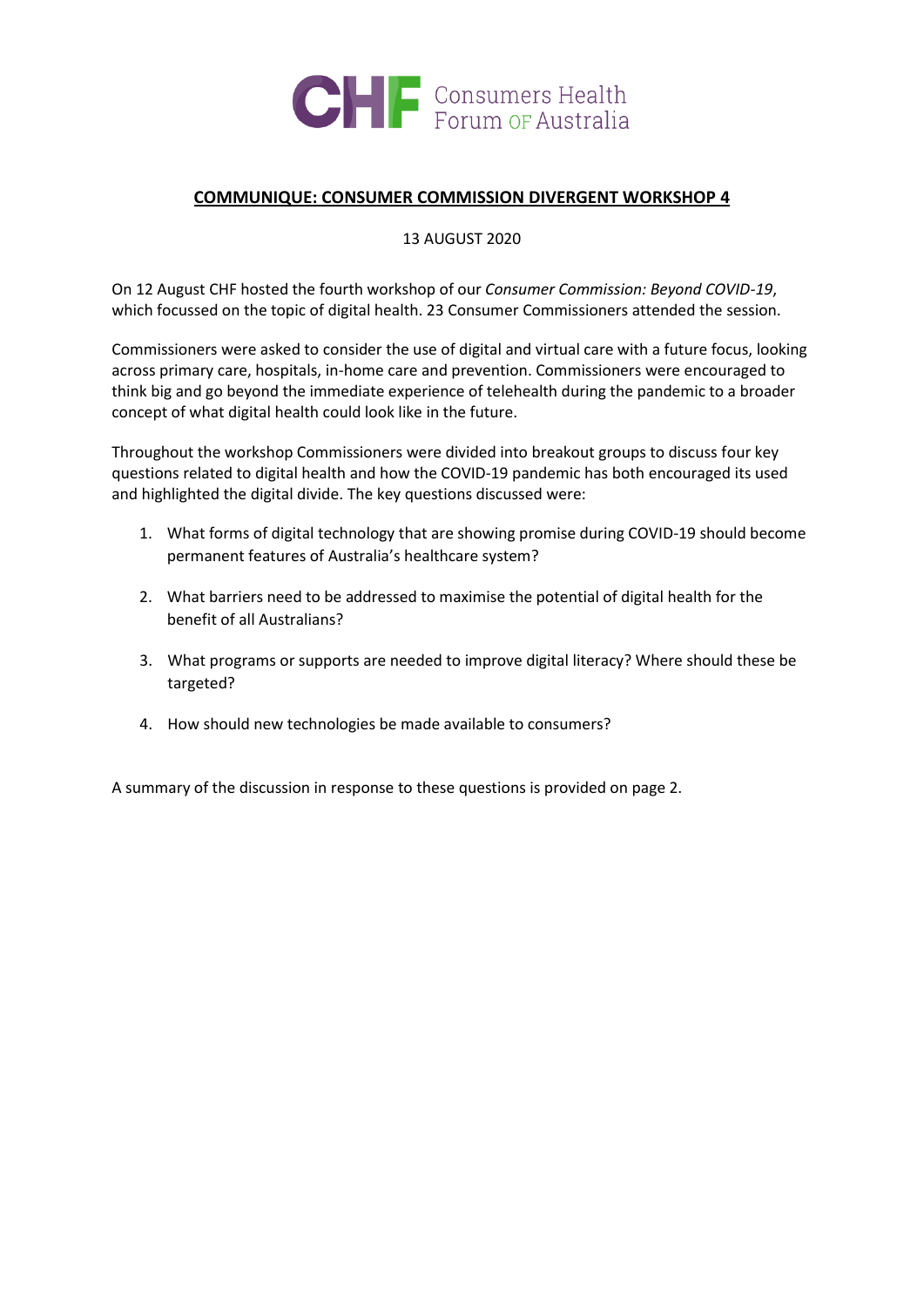Consumers Health Forum of Australia

**COMMUNIQUE: CONSUMER COMMISSION DIVERGENT WORKSHOP 4**

13 AUGUST 2020

On 12 August CHF hosted the fourth workshop of our *Consumer Commission: Beyond COVID-19*, which focussed on the topic of digital health. 23 Consumer Commissioners attended the session.

Commissioners were asked to consider the use of digital and virtual care with a future focus, looking across primary care, hospitals, in-home care and prevention. Commissioners were encouraged to think big and go beyond the immediate experience of telehealth during the pandemic to a broader concept of what digital health could look like in the future.

Throughout the workshop Commissioners were divided into breakout groups to discuss four key questions related to digital health and how the COVID-19 pandemic has both encouraged its used and highlighted the digital divide. The key questions discussed were:

1. What forms of digital technology that are showing promise during COVID-19 should become permanent features of Australia's healthcare system?
2. What barriers need to be addressed to maximise the potential of digital health for the benefit of all Australians?
3. What programs or supports are needed to improve digital literacy? Where should these be targeted?
4. How should new technologies be made available to consumers?

A summary of the discussion in response to these questions is provided on page 2.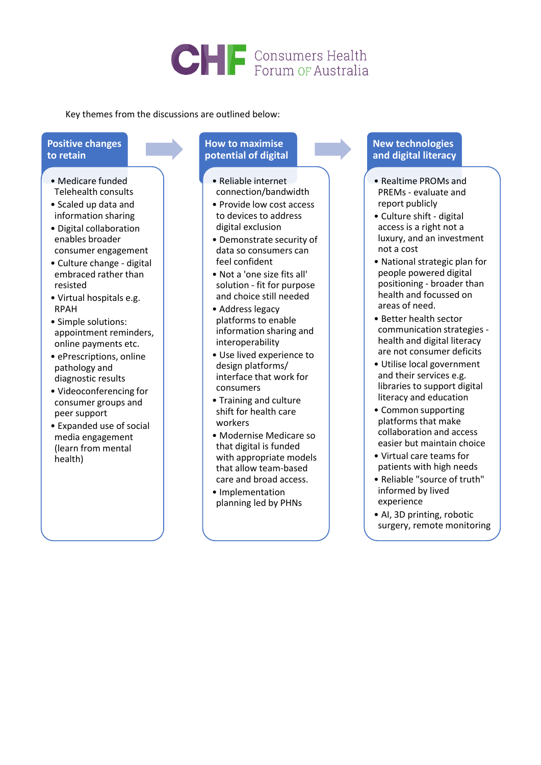Key themes from the discussions are outlined below:

### Positive changes to retain

- Medicare funded Telehealth consults
- Scaled up data and information sharing
- Digital collaboration enables broader consumer engagement
- Culture change - digital embraced rather than resisted
- Virtual hospitals e.g. RPAH
- Simple solutions: appointment reminders, online payments etc.
- ePrescriptions, online pathology and diagnostic results
- Videoconferencing for consumer groups and peer support
- Expanded use of social media engagement (learn from mental health)

### How to maximise potential of digital

- Reliable internet connection/bandwidth
- Provide low cost access to devices to address digital exclusion
- Demonstrate security of data so consumers can feel confident
- Not a 'one size fits all' solution - fit for purpose and choice still needed
- Address legacy platforms to enable information sharing and interoperability
- Use lived experience to design platforms/ interface that work for consumers
- Training and culture shift for health care workers
- Modernise Medicare so that digital is funded with appropriate models that allow team-based care and broad access.
- Implementation planning led by PHNs

### New technologies and digital literacy

- Realtime PROMs and PREMs - evaluate and report publicly
- Culture shift - digital access is a right not a luxury, and an investment not a cost
- National strategic plan for people powered digital positioning - broader than health and focussed on areas of need.
- Better health sector communication strategies - health and digital literacy are not consumer deficits
- Utilise local government and their services e.g. libraries to support digital literacy and education
- Common supporting platforms that make collaboration and access easier but maintain choice
- Virtual care teams for patients with high needs
- Reliable "source of truth" informed by lived experience
- AI, 3D printing, robotic surgery, remote monitoring